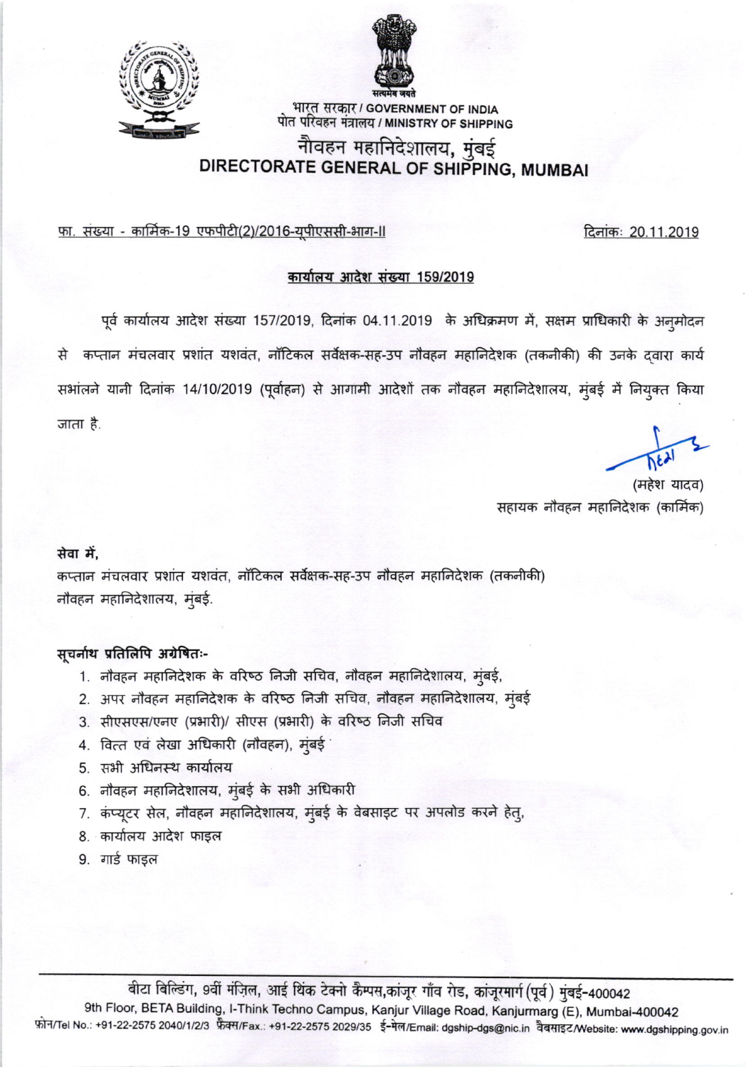भारत सरकार / GOVERNMENT OF INDIA
पोत परिवहन मंत्रालय / MINISTRY OF SHIPPING

# नौवहन महानिदेशालय, मुंबई
# DIRECTORATE GENERAL OF SHIPPING, MUMBAI

फा. संख्या - कार्मिक-19 एफपीटी(2)/2016-यूपीएससी-भाग-II

दिनांकः 20.11.2019

## कार्यालय आदेश संख्या 159/2019

पूर्व कार्यालय आदेश संख्या 157/2019, दिनांक 04.11.2019 के अधिक्रमण में, सक्षम प्राधिकारी के अनुमोदन से कप्तान मंचलवार प्रशांत यशवंत, नॉटिकल सर्वेक्षक-सह-उप नौवहन महानिदेशक (तकनीकी) की उनके द्वारा कार्य सभांलने यानी दिनांक 14/10/2019 (पूर्वाहन) से आगामी आदेशों तक नौवहन महानिदेशालय, मुंबई में नियुक्त किया जाता है.

(महेश यादव)
सहायक नौवहन महानिदेशक (कार्मिक)

**सेवा में,**
कप्तान मंचलवार प्रशांत यशवंत, नॉटिकल सर्वेक्षक-सह-उप नौवहन महानिदेशक (तकनीकी)
नौवहन महानिदेशालय, मुंबई.

**सूचनार्थ प्रतिलिपि अग्रेषितः-**

1. नौवहन महानिदेशक के वरिष्ठ निजी सचिव, नौवहन महानिदेशालय, मुंबई,
2. अपर नौवहन महानिदेशक के वरिष्ठ निजी सचिव, नौवहन महानिदेशालय, मुंबई
3. सीएसएस/एनए (प्रभारी)/ सीएस (प्रभारी) के वरिष्ठ निजी सचिव
4. वित्त एवं लेखा अधिकारी (नौवहन), मुंबई
5. सभी अधिनस्थ कार्यालय
6. नौवहन महानिदेशालय, मुंबई के सभी अधिकारी
7. कंप्यूटर सेल, नौवहन महानिदेशालय, मुंबई के वेबसाइट पर अपलोड करने हेतु,
8. कार्यालय आदेश फाइल
9. गार्ड फाइल

बीटा बिल्डिंग, 9वीं मंज़िल, आई थिंक टेक्नो कैम्पस, कांजूर गाँव रोड, कांजूरमार्ग (पूर्व) मुंबई-400042
9th Floor, BETA Building, I-Think Techno Campus, Kanjur Village Road, Kanjurmarg (E), Mumbai-400042
फ़ोन/Tel No.: +91-22-2575 2040/1/2/3 फ़ैक्स/Fax.: +91-22-2575 2029/35 ई-मेल/Email: dgship-dgs@nic.in वेबसाइट/Website: www.dgshipping.gov.in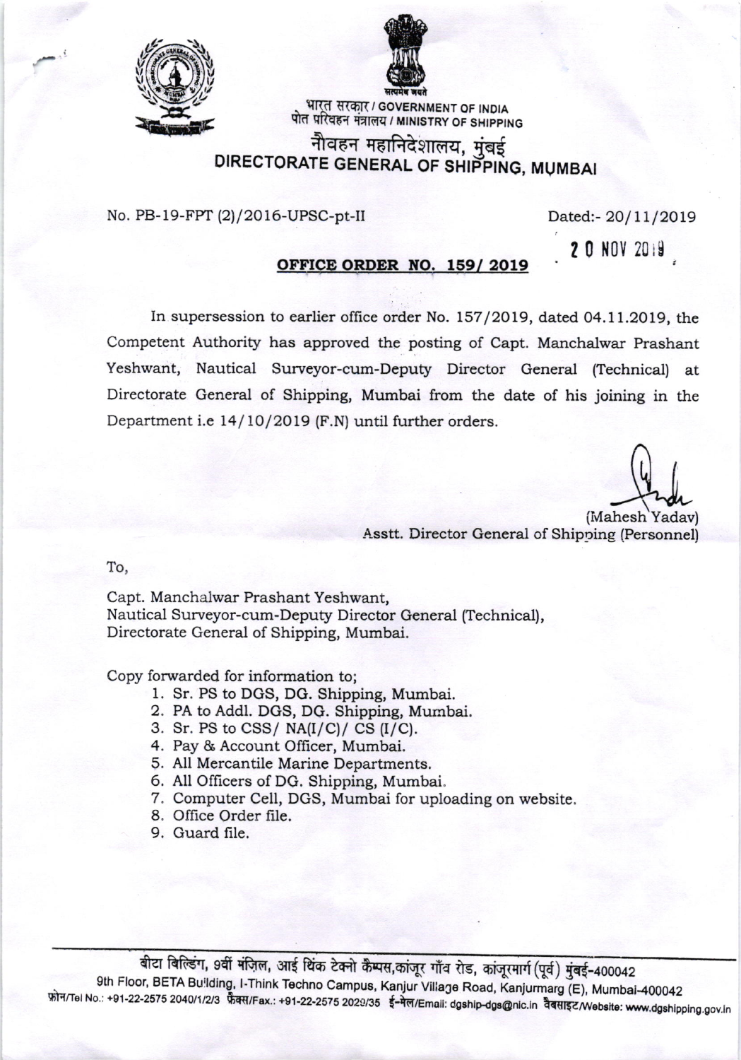भारत सरकार / GOVERNMENT OF INDIA
पोत परिवहन मंत्रालय / MINISTRY OF SHIPPING

# नौवहन महानिदेशालय, मुंबई
# DIRECTORATE GENERAL OF SHIPPING, MUMBAI

No. PB-19-FPT (2)/2016-UPSC-pt-II

Dated:- 20/11/2019

20 NOV 2019

## OFFICE ORDER NO. 159/ 2019

In supersession to earlier office order No. 157/2019, dated 04.11.2019, the Competent Authority has approved the posting of Capt. Manchalwar Prashant Yeshwant, Nautical Surveyor-cum-Deputy Director General (Technical) at Directorate General of Shipping, Mumbai from the date of his joining in the Department i.e 14/10/2019 (F.N) until further orders.

(Mahesh Yadav)
Asstt. Director General of Shipping (Personnel)

To,

Capt. Manchalwar Prashant Yeshwant,
Nautical Surveyor-cum-Deputy Director General (Technical),
Directorate General of Shipping, Mumbai.

Copy forwarded for information to;

1. Sr. PS to DGS, DG. Shipping, Mumbai.
2. PA to Addl. DGS, DG. Shipping, Mumbai.
3. Sr. PS to CSS/ NA(I/C)/ CS (I/C).
4. Pay & Account Officer, Mumbai.
5. All Mercantile Marine Departments.
6. All Officers of DG. Shipping, Mumbai.
7. Computer Cell, DGS, Mumbai for uploading on website.
8. Office Order file.
9. Guard file.

बीटा बिल्डिंग, 9वीं मंज़िल, आई थिंक टेक्नो कैम्पस, कांजूर गाँव रोड, कांजूरमार्ग (पूर्व) मुंबई-400042
9th Floor, BETA Building, I-Think Techno Campus, Kanjur Village Road, Kanjurmarg (E), Mumbai-400042
फ़ोन/Tel No.: +91-22-2575 2040/1/2/3 फ़ैक्स/Fax.: +91-22-2575 2029/35 ई-मेल/Email: dgship-dgs@nic.in वैबसाइट/Website: www.dgshipping.gov.in